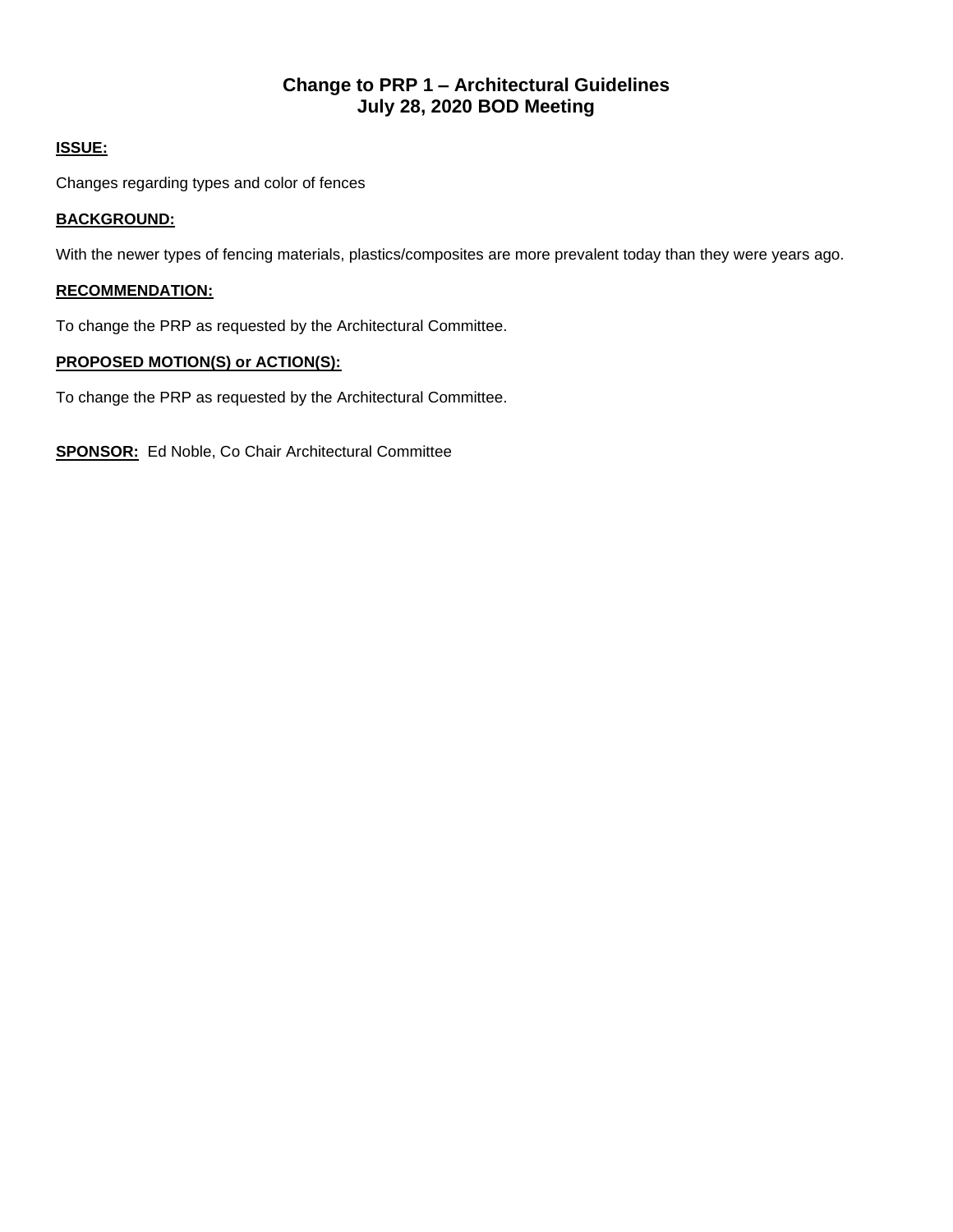# Change to PRP 1 – Architectural Guidelines
# July 28, 2020 BOD Meeting

**ISSUE:**

Changes regarding types and color of fences

**BACKGROUND:**

With the newer types of fencing materials, plastics/composites are more prevalent today than they were years ago.

**RECOMMENDATION:**

To change the PRP as requested by the Architectural Committee.

**PROPOSED MOTION(S) or ACTION(S):**

To change the PRP as requested by the Architectural Committee.

**SPONSOR:** Ed Noble, Co Chair Architectural Committee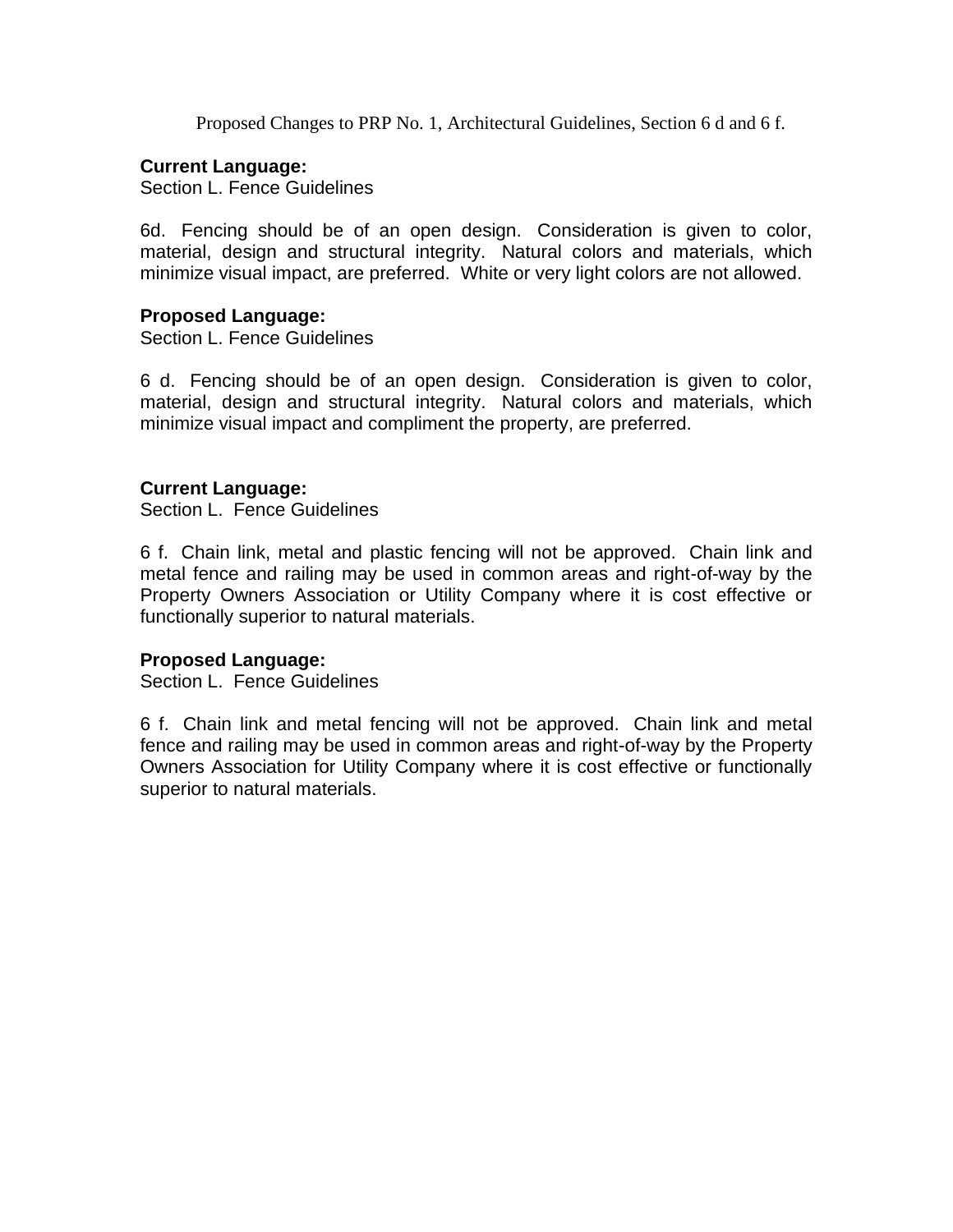Proposed Changes to PRP No. 1, Architectural Guidelines, Section 6 d and 6 f.

**Current Language:**
Section L. Fence Guidelines

6d. Fencing should be of an open design. Consideration is given to color, material, design and structural integrity. Natural colors and materials, which minimize visual impact, are preferred. White or very light colors are not allowed.

**Proposed Language:**
Section L. Fence Guidelines

6 d. Fencing should be of an open design. Consideration is given to color, material, design and structural integrity. Natural colors and materials, which minimize visual impact and compliment the property, are preferred.

**Current Language:**
Section L. Fence Guidelines

6 f. Chain link, metal and plastic fencing will not be approved. Chain link and metal fence and railing may be used in common areas and right-of-way by the Property Owners Association or Utility Company where it is cost effective or functionally superior to natural materials.

**Proposed Language:**
Section L. Fence Guidelines

6 f. Chain link and metal fencing will not be approved. Chain link and metal fence and railing may be used in common areas and right-of-way by the Property Owners Association for Utility Company where it is cost effective or functionally superior to natural materials.